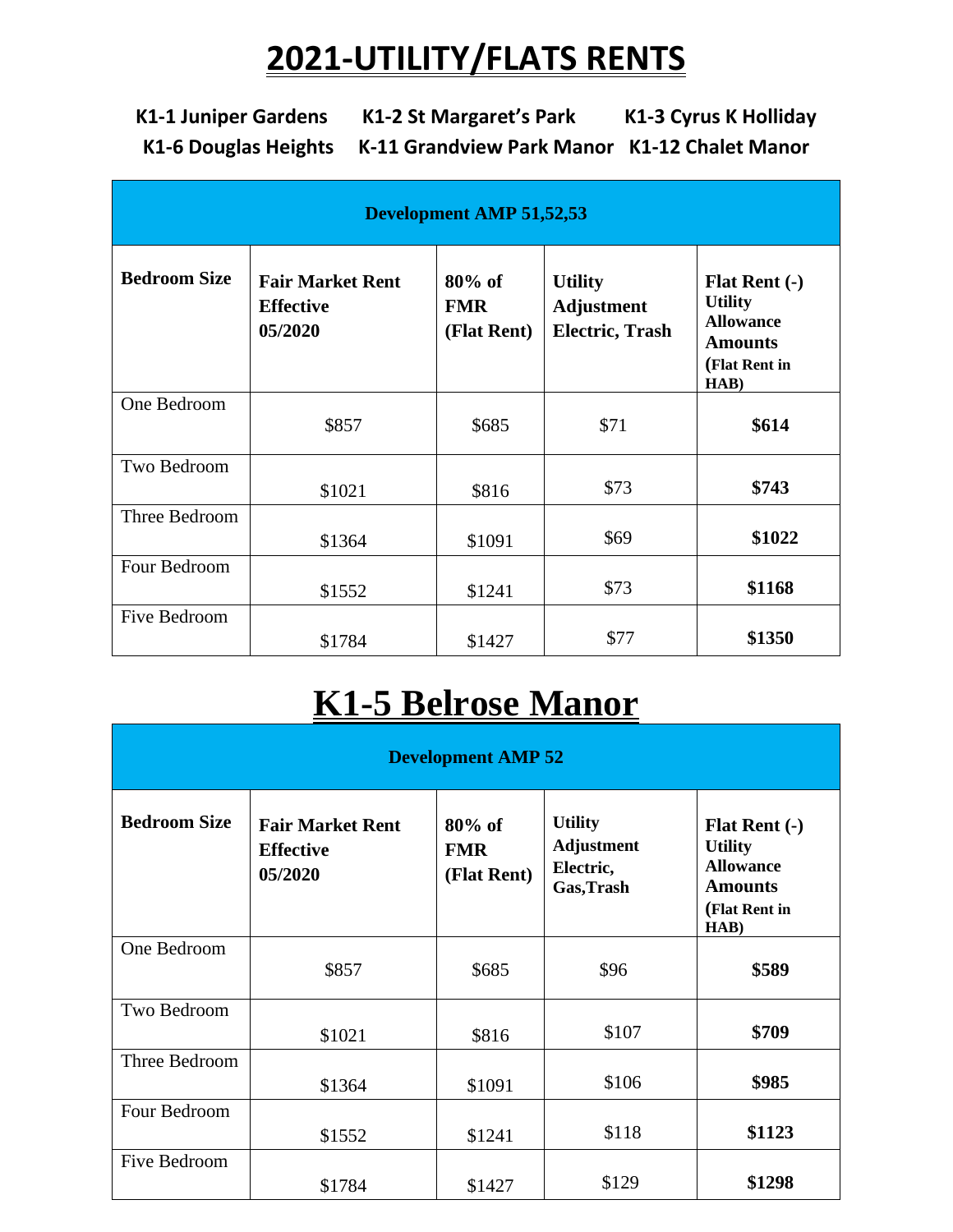# 2021-UTILITY/FLATS RENTS

**K1-1 Juniper Gardens** **K1-2 St Margaret's Park** **K1-3 Cyrus K Holliday**
**K1-6 Douglas Heights** **K-11 Grandview Park Manor** **K1-12 Chalet Manor**

| Development AMP 51,52,53 | | | | |
|---|---|---|---|---|
| **Bedroom Size** | **Fair Market Rent Effective 05/2020** | **80% of FMR (Flat Rent)** | **Utility Adjustment Electric, Trash** | **Flat Rent (-) Utility Allowance Amounts (Flat Rent in HAB)** |
| One Bedroom | $857 | $685 | $71 | **$614** |
| Two Bedroom | $1021 | $816 | $73 | **$743** |
| Three Bedroom | $1364 | $1091 | $69 | **$1022** |
| Four Bedroom | $1552 | $1241 | $73 | **$1168** |
| Five Bedroom | $1784 | $1427 | $77 | **$1350** |

# K1-5 Belrose Manor

| Development AMP 52 | | | | |
|---|---|---|---|---|
| **Bedroom Size** | **Fair Market Rent Effective 05/2020** | **80% of FMR (Flat Rent)** | **Utility Adjustment Electric, Gas,Trash** | **Flat Rent (-) Utility Allowance Amounts (Flat Rent in HAB)** |
| One Bedroom | $857 | $685 | $96 | **$589** |
| Two Bedroom | $1021 | $816 | $107 | **$709** |
| Three Bedroom | $1364 | $1091 | $106 | **$985** |
| Four Bedroom | $1552 | $1241 | $118 | **$1123** |
| Five Bedroom | $1784 | $1427 | $129 | **$1298** |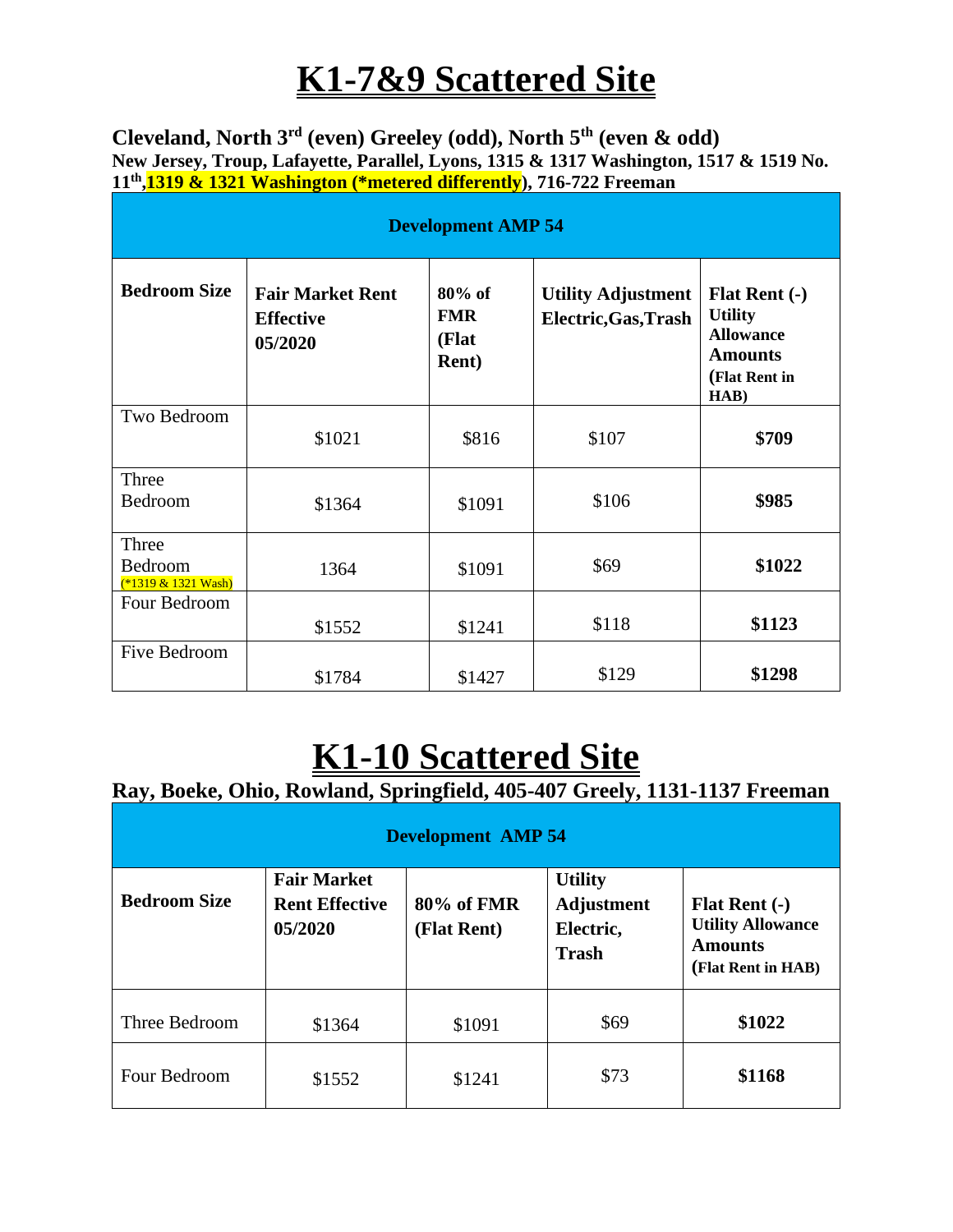# K1-7&9 Scattered Site

### Cleveland, North 3rd (even) Greeley (odd), North 5th (even & odd)

**New Jersey, Troup, Lafayette, Parallel, Lyons, 1315 & 1317 Washington, 1517 & 1519 No. 11th, 1319 & 1321 Washington (*metered differently), 716-722 Freeman**

| Development AMP 54 | | | | |
|---|---|---|---|---|
| **Bedroom Size** | **Fair Market Rent Effective 05/2020** | **80% of FMR (Flat Rent)** | **Utility Adjustment Electric,Gas,Trash** | **Flat Rent (-) Utility Allowance Amounts (Flat Rent in HAB)** |
| Two Bedroom | $1021 | $816 | $107 | **$709** |
| Three Bedroom | $1364 | $1091 | $106 | **$985** |
| Three Bedroom (*1319 & 1321 Wash) | 1364 | $1091 | $69 | **$1022** |
| Four Bedroom | $1552 | $1241 | $118 | **$1123** |
| Five Bedroom | $1784 | $1427 | $129 | **$1298** |

# K1-10 Scattered Site

### Ray, Boeke, Ohio, Rowland, Springfield, 405-407 Greely, 1131-1137 Freeman

| Development AMP 54 | | | | |
|---|---|---|---|---|
| **Bedroom Size** | **Fair Market Rent Effective 05/2020** | **80% of FMR (Flat Rent)** | **Utility Adjustment Electric, Trash** | **Flat Rent (-) Utility Allowance Amounts (Flat Rent in HAB)** |
| Three Bedroom | $1364 | $1091 | $69 | **$1022** |
| Four Bedroom | $1552 | $1241 | $73 | **$1168** |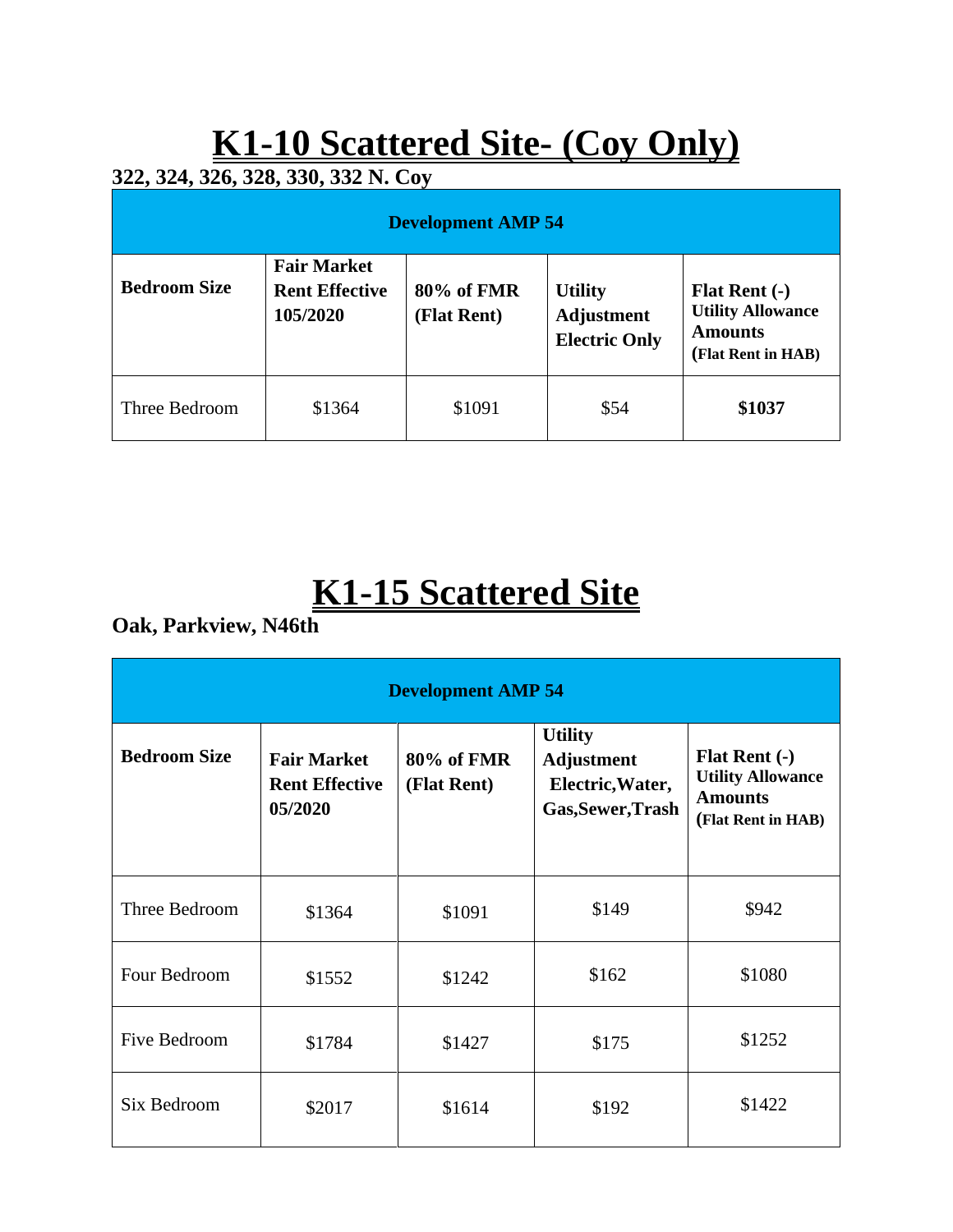# K1-10 Scattered Site- (Coy Only)

**322, 324, 326, 328, 330, 332 N. Coy**

| Development AMP 54 | | | | |
|---|---|---|---|---|
| **Bedroom Size** | **Fair Market Rent Effective 105/2020** | **80% of FMR (Flat Rent)** | **Utility Adjustment Electric Only** | **Flat Rent (-) Utility Allowance Amounts (Flat Rent in HAB)** |
| Three Bedroom | $1364 | $1091 | $54 | **$1037** |

# K1-15 Scattered Site

**Oak, Parkview, N46th**

| Development AMP 54 | | | | |
|---|---|---|---|---|
| **Bedroom Size** | **Fair Market Rent Effective 05/2020** | **80% of FMR (Flat Rent)** | **Utility Adjustment Electric,Water, Gas,Sewer,Trash** | **Flat Rent (-) Utility Allowance Amounts (Flat Rent in HAB)** |
| Three Bedroom | $1364 | $1091 | $149 | $942 |
| Four Bedroom | $1552 | $1242 | $162 | $1080 |
| Five Bedroom | $1784 | $1427 | $175 | $1252 |
| Six Bedroom | $2017 | $1614 | $192 | $1422 |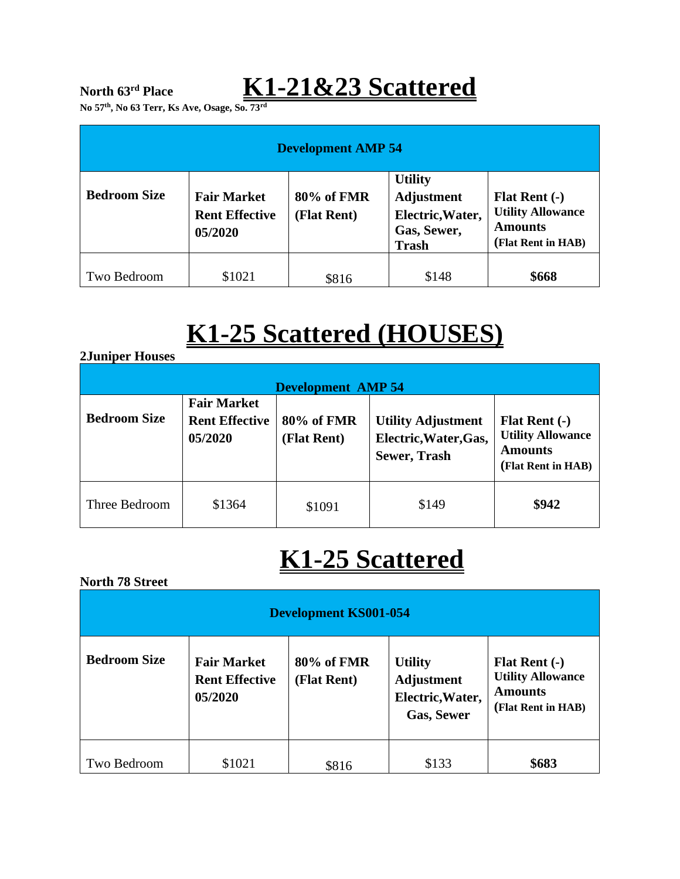North 63rd Place

# K1-21&23 Scattered

No 57th, No 63 Terr, Ks Ave, Osage, So. 73rd

| Development AMP 54 | | | | |
|---|---|---|---|---|
| **Bedroom Size** | **Fair Market Rent Effective 05/2020** | **80% of FMR (Flat Rent)** | **Utility Adjustment Electric,Water, Gas, Sewer, Trash** | **Flat Rent (-) Utility Allowance Amounts (Flat Rent in HAB)** |
| Two Bedroom | $1021 | $816 | $148 | **$668** |

# K1-25 Scattered (HOUSES)

**2Juniper Houses**

| Development AMP 54 | | | | |
|---|---|---|---|---|
| **Bedroom Size** | **Fair Market Rent Effective 05/2020** | **80% of FMR (Flat Rent)** | **Utility Adjustment Electric,Water,Gas, Sewer, Trash** | **Flat Rent (-) Utility Allowance Amounts (Flat Rent in HAB)** |
| Three Bedroom | $1364 | $1091 | $149 | **$942** |

# K1-25 Scattered

**North 78 Street**

| Development KS001-054 | | | | |
|---|---|---|---|---|
| **Bedroom Size** | **Fair Market Rent Effective 05/2020** | **80% of FMR (Flat Rent)** | **Utility Adjustment Electric,Water, Gas, Sewer** | **Flat Rent (-) Utility Allowance Amounts (Flat Rent in HAB)** |
| Two Bedroom | $1021 | $816 | $133 | **$683** |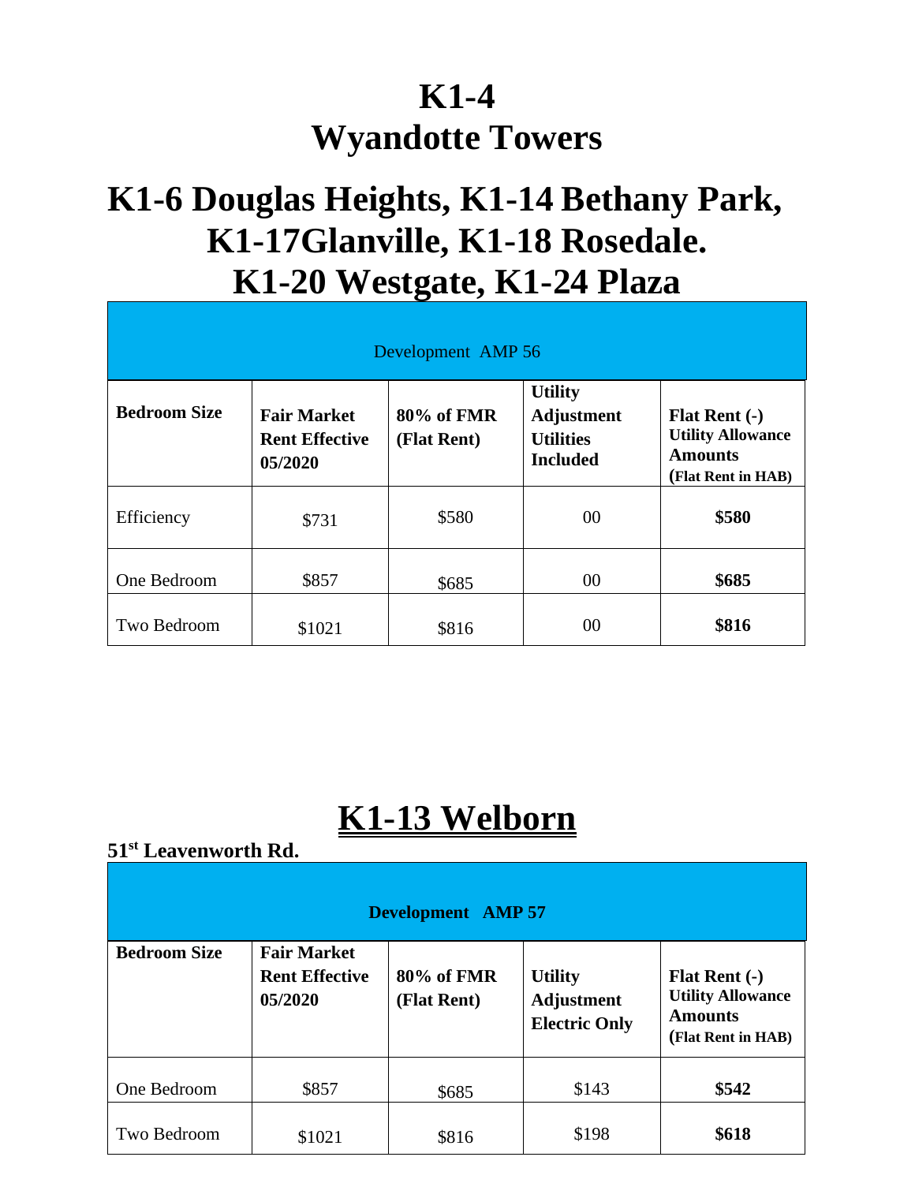# K1-4
# Wyandotte Towers

# K1-6 Douglas Heights, K1-14 Bethany Park, K1-17Glanville, K1-18 Rosedale. K1-20 Westgate, K1-24 Plaza

| Development AMP 56 | | | | |
|---|---|---|---|---|
| **Bedroom Size** | **Fair Market Rent Effective 05/2020** | **80% of FMR (Flat Rent)** | **Utility Adjustment Utilities Included** | **Flat Rent (-) Utility Allowance Amounts (Flat Rent in HAB)** |
| Efficiency | $731 | $580 | 00 | **$580** |
| One Bedroom | $857 | $685 | 00 | **$685** |
| Two Bedroom | $1021 | $816 | 00 | **$816** |

# K1-13 Welborn

**51st Leavenworth Rd.**

| **Development AMP 57** | | | | |
|---|---|---|---|---|
| **Bedroom Size** | **Fair Market Rent Effective 05/2020** | **80% of FMR (Flat Rent)** | **Utility Adjustment Electric Only** | **Flat Rent (-) Utility Allowance Amounts (Flat Rent in HAB)** |
| One Bedroom | $857 | $685 | $143 | **$542** |
| Two Bedroom | $1021 | $816 | $198 | **$618** |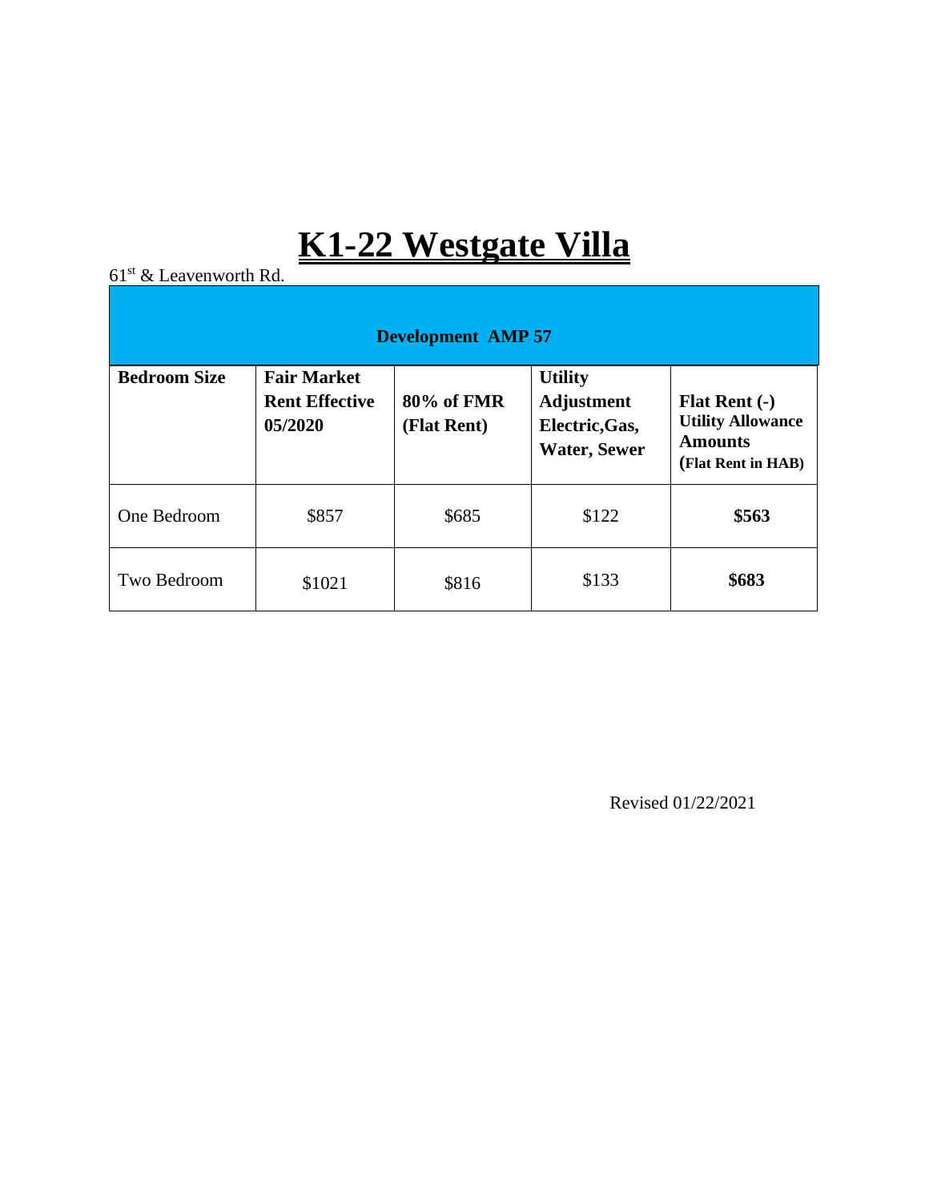# K1-22 Westgate Villa

61st & Leavenworth Rd.

| Development AMP 57 | | | | |
|---|---|---|---|---|
| **Bedroom Size** | **Fair Market Rent Effective 05/2020** | **80% of FMR (Flat Rent)** | **Utility Adjustment Electric,Gas, Water, Sewer** | **Flat Rent (-) Utility Allowance Amounts (Flat Rent in HAB)** |
| One Bedroom | $857 | $685 | $122 | **$563** |
| Two Bedroom | $1021 | $816 | $133 | **$683** |

Revised 01/22/2021